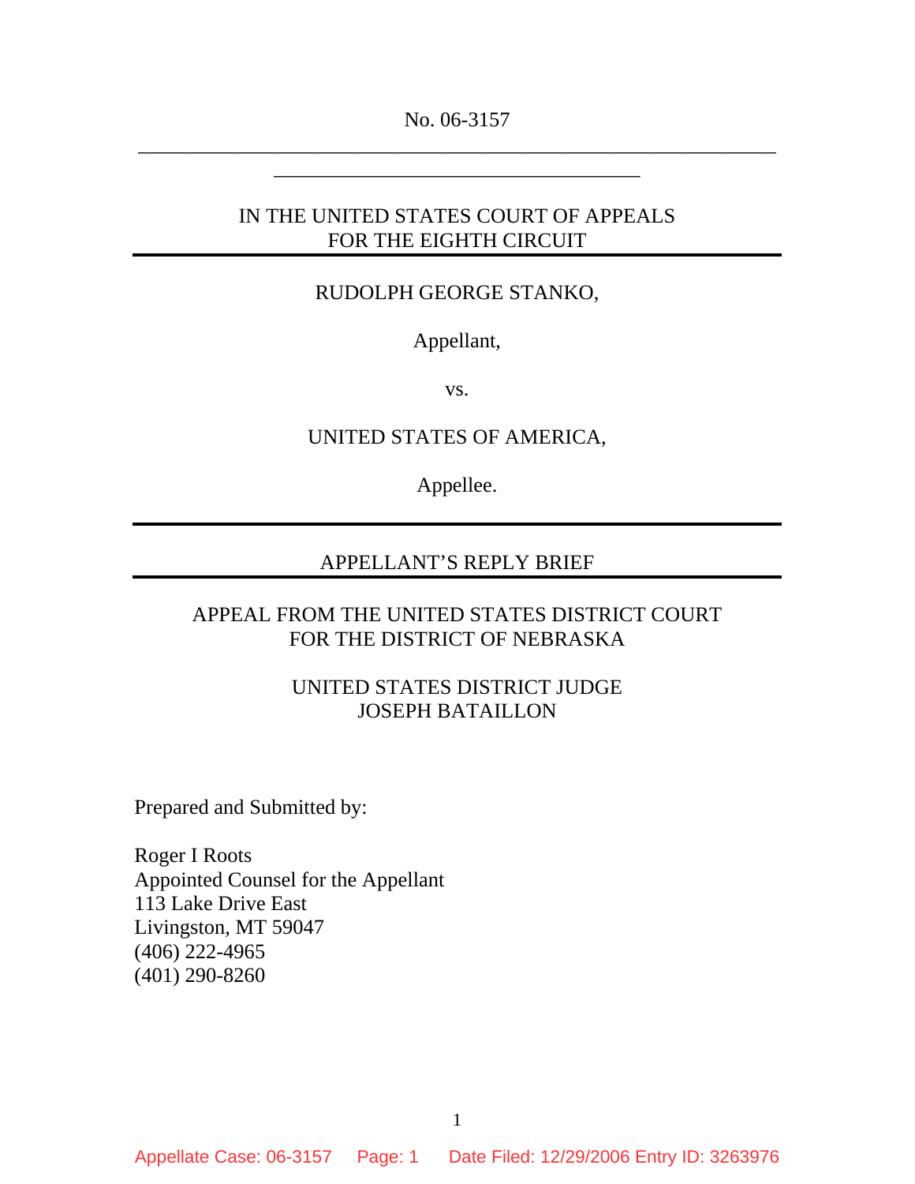No. 06-3157

---

IN THE UNITED STATES COURT OF APPEALS
FOR THE EIGHTH CIRCUIT

---

RUDOLPH GEORGE STANKO,

Appellant,

vs.

UNITED STATES OF AMERICA,

Appellee.

---

APPELLANT'S REPLY BRIEF

---

APPEAL FROM THE UNITED STATES DISTRICT COURT
FOR THE DISTRICT OF NEBRASKA

UNITED STATES DISTRICT JUDGE
JOSEPH BATAILLON

Prepared and Submitted by:

Roger I Roots
Appointed Counsel for the Appellant
113 Lake Drive East
Livingston, MT 59047
(406) 222-4965
(401) 290-8260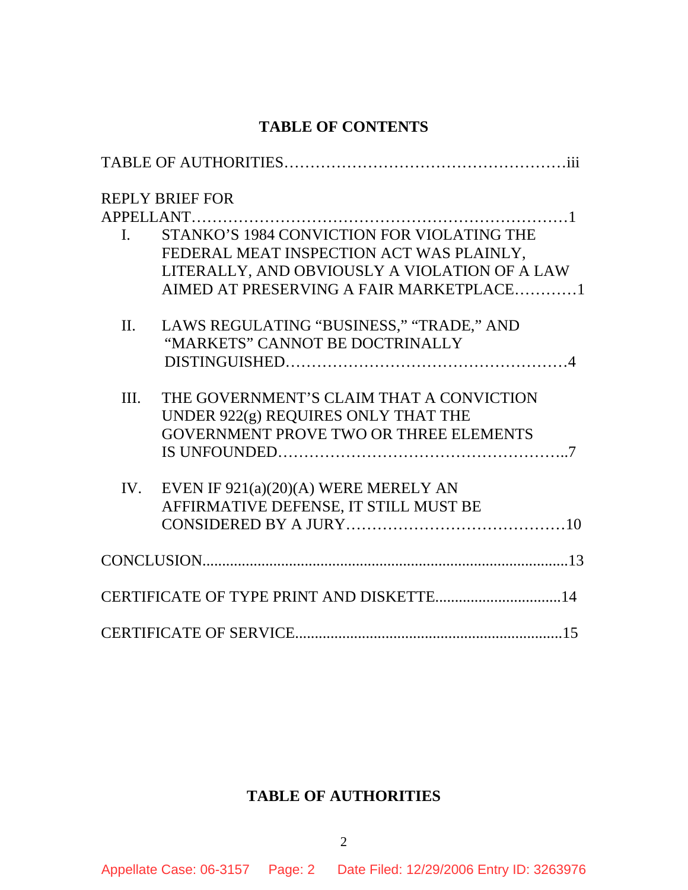## TABLE OF CONTENTS

TABLE OF AUTHORITIES……………………………………………iii

REPLY BRIEF FOR APPELLANT……………………………………………………………1

I. STANKO'S 1984 CONVICTION FOR VIOLATING THE FEDERAL MEAT INSPECTION ACT WAS PLAINLY, LITERALLY, AND OBVIOUSLY A VIOLATION OF A LAW AIMED AT PRESERVING A FAIR MARKETPLACE…………1

II. LAWS REGULATING "BUSINESS," "TRADE," AND "MARKETS" CANNOT BE DOCTRINALLY DISTINGUISHED……………………………………………4

III. THE GOVERNMENT'S CLAIM THAT A CONVICTION UNDER 922(g) REQUIRES ONLY THAT THE GOVERNMENT PROVE TWO OR THREE ELEMENTS IS UNFOUNDED……………………………………………..7

IV. EVEN IF 921(a)(20)(A) WERE MERELY AN AFFIRMATIVE DEFENSE, IT STILL MUST BE CONSIDERED BY A JURY……………………………………10

CONCLUSION............................................................................................13

CERTIFICATE OF TYPE PRINT AND DISKETTE................................14

CERTIFICATE OF SERVICE....................................................................15

## TABLE OF AUTHORITIES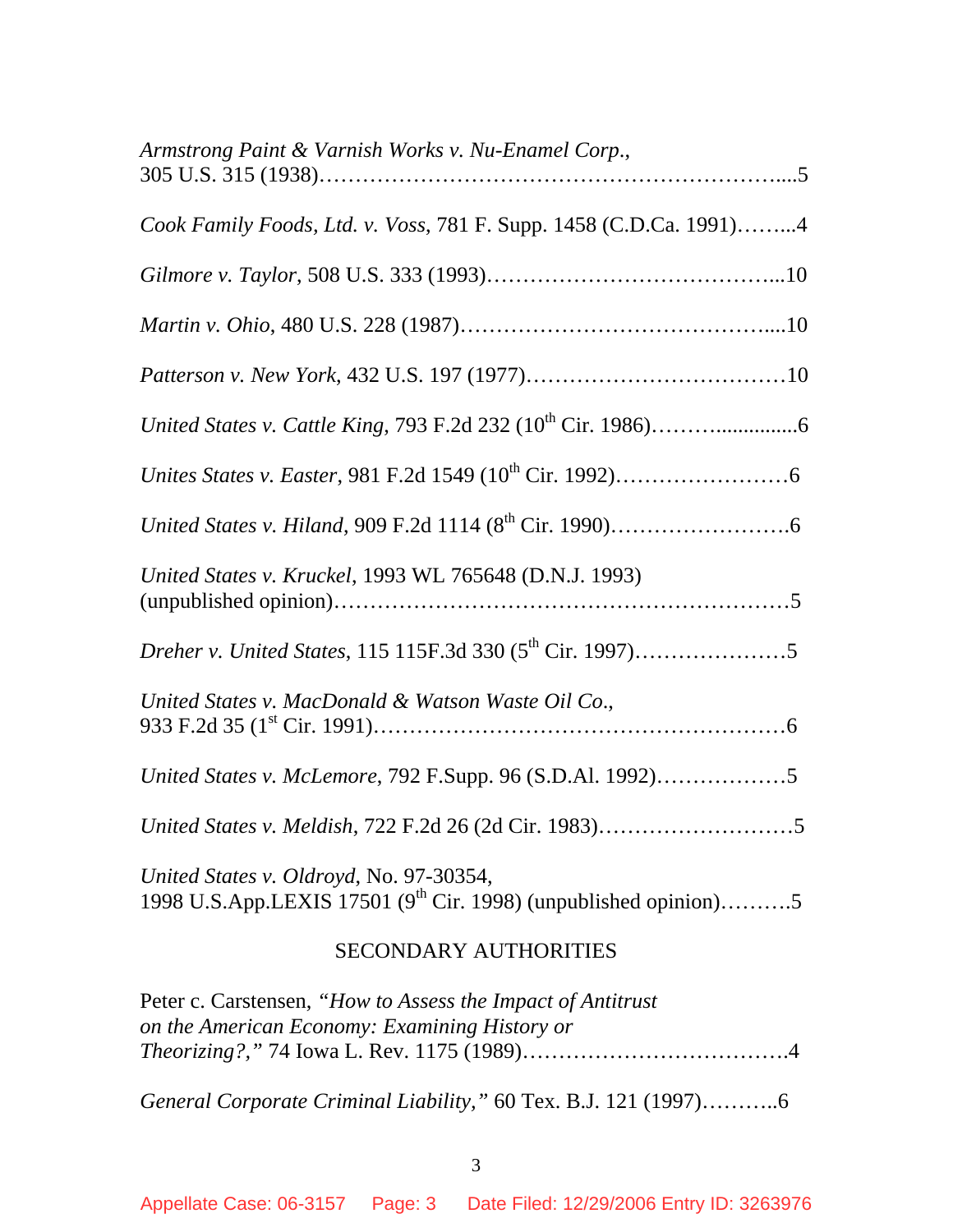*Armstrong Paint & Varnish Works v. Nu-Enamel Corp.*,
305 U.S. 315 (1938)…………………………………………………………....5

*Cook Family Foods, Ltd. v. Voss*, 781 F. Supp. 1458 (C.D.Ca. 1991)……...4

*Gilmore v. Taylor*, 508 U.S. 333 (1993)…………………………………...10

*Martin v. Ohio*, 480 U.S. 228 (1987)……………………………………....10

*Patterson v. New York*, 432 U.S. 197 (1977)………………………………10

*United States v. Cattle King*, 793 F.2d 232 (10th Cir. 1986)………..............6

*Unites States v. Easter*, 981 F.2d 1549 (10th Cir. 1992)……………………6

*United States v. Hiland*, 909 F.2d 1114 (8th Cir. 1990)…………………….6

*United States v. Kruckel*, 1993 WL 765648 (D.N.J. 1993)
(unpublished opinion)………………………………………………………5

*Dreher v. United States*, 115 115F.3d 330 (5th Cir. 1997)…………………5

*United States v. MacDonald & Watson Waste Oil Co.*,
933 F.2d 35 (1st Cir. 1991)…………………………………………………6

*United States v. McLemore*, 792 F.Supp. 96 (S.D.Al. 1992)………………5

*United States v. Meldish*, 722 F.2d 26 (2d Cir. 1983)………………………5

*United States v. Oldroyd*, No. 97-30354,
1998 U.S.App.LEXIS 17501 (9th Cir. 1998) (unpublished opinion)……….5

SECONDARY AUTHORITIES

Peter c. Carstensen, *"How to Assess the Impact of Antitrust on the American Economy: Examining History or Theorizing?,"* 74 Iowa L. Rev. 1175 (1989)………………………………4

*General Corporate Criminal Liability,"* 60 Tex. B.J. 121 (1997)………..6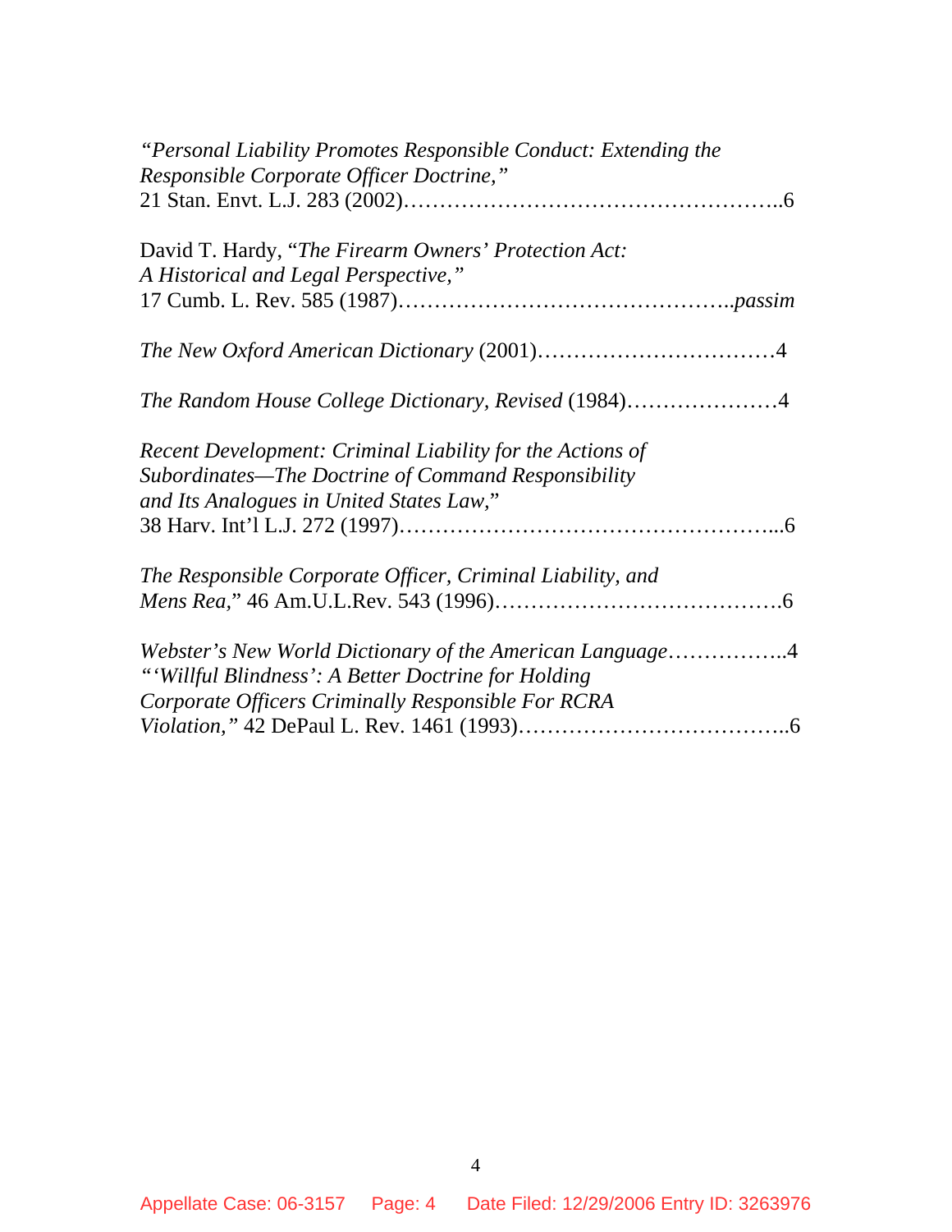*"Personal Liability Promotes Responsible Conduct: Extending the Responsible Corporate Officer Doctrine,"*
21 Stan. Envt. L.J. 283 (2002)…………………………………………..6

David T. Hardy, "*The Firearm Owners' Protection Act: A Historical and Legal Perspective,"*
17 Cumb. L. Rev. 585 (1987)……………………………………..*passim*

*The New Oxford American Dictionary* (2001)……………………………4

*The Random House College Dictionary, Revised* (1984)…………………4

*Recent Development: Criminal Liability for the Actions of Subordinates—The Doctrine of Command Responsibility and Its Analogues in United States Law,*"
38 Harv. Int'l L.J. 272 (1997)…………………………………………...6

*The Responsible Corporate Officer, Criminal Liability, and Mens Rea,*" 46 Am.U.L.Rev. 543 (1996)…………………………………6

*Webster's New World Dictionary of the American Language*……………..4

*"'Willful Blindness': A Better Doctrine for Holding Corporate Officers Criminally Responsible For RCRA Violation,"* 42 DePaul L. Rev. 1461 (1993)………………………………..6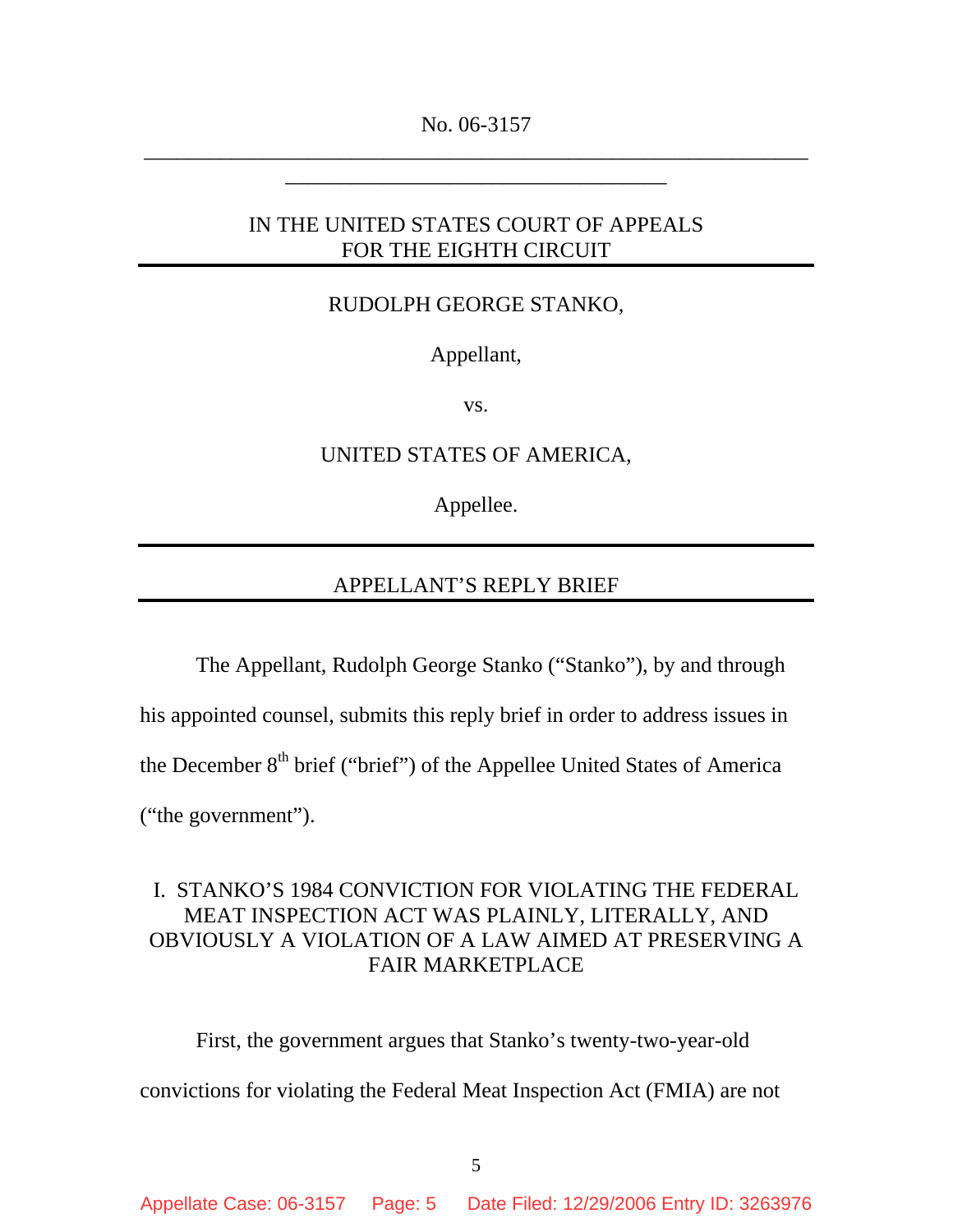No. 06-3157

IN THE UNITED STATES COURT OF APPEALS
FOR THE EIGHTH CIRCUIT

RUDOLPH GEORGE STANKO,

Appellant,

vs.

UNITED STATES OF AMERICA,

Appellee.

## APPELLANT'S REPLY BRIEF

The Appellant, Rudolph George Stanko ("Stanko"), by and through his appointed counsel, submits this reply brief in order to address issues in the December 8th brief ("brief") of the Appellee United States of America ("the government").

### I. STANKO'S 1984 CONVICTION FOR VIOLATING THE FEDERAL MEAT INSPECTION ACT WAS PLAINLY, LITERALLY, AND OBVIOUSLY A VIOLATION OF A LAW AIMED AT PRESERVING A FAIR MARKETPLACE

First, the government argues that Stanko's twenty-two-year-old convictions for violating the Federal Meat Inspection Act (FMIA) are not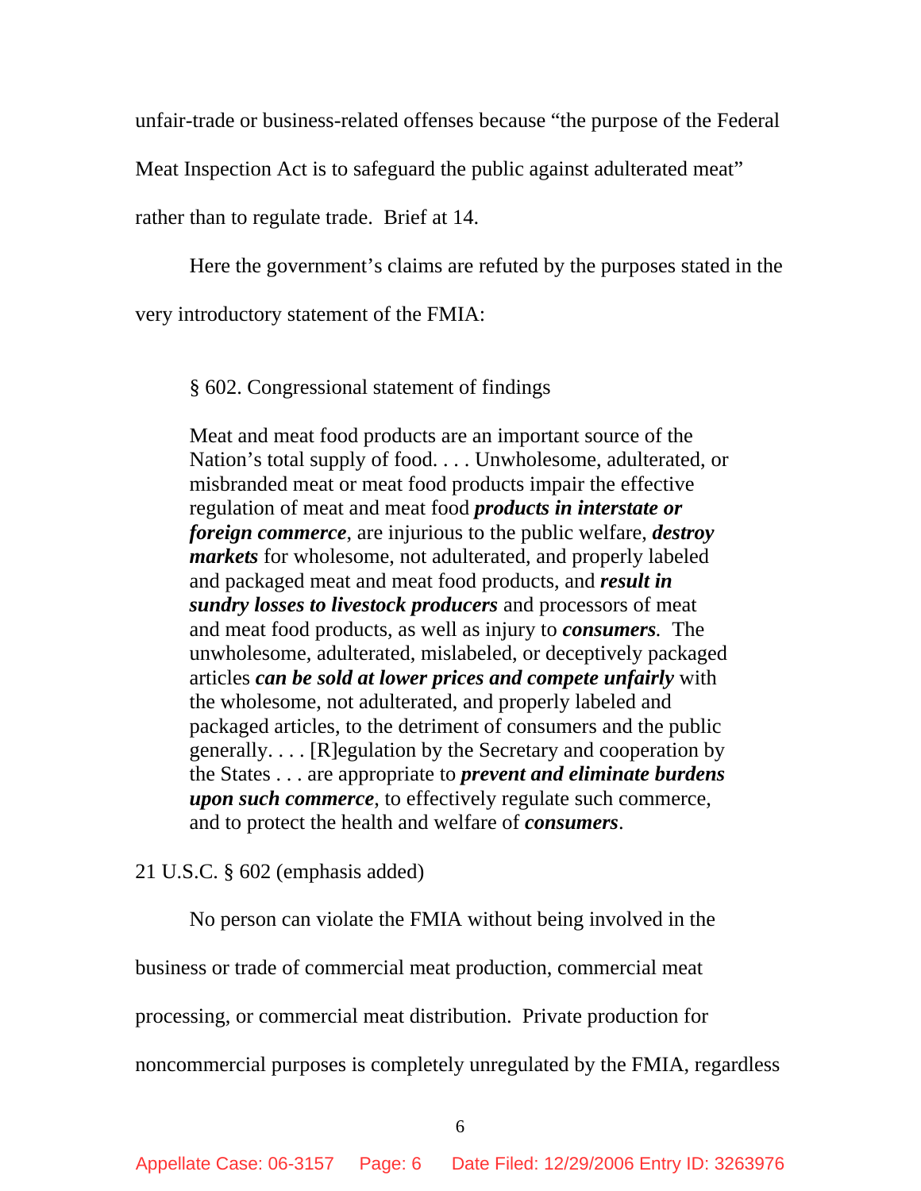unfair-trade or business-related offenses because "the purpose of the Federal Meat Inspection Act is to safeguard the public against adulterated meat" rather than to regulate trade. Brief at 14.

Here the government's claims are refuted by the purposes stated in the very introductory statement of the FMIA:

> § 602. Congressional statement of findings
>
> Meat and meat food products are an important source of the Nation's total supply of food. . . . Unwholesome, adulterated, or misbranded meat or meat food products impair the effective regulation of meat and meat food ***products in interstate or foreign commerce***, are injurious to the public welfare, ***destroy markets*** for wholesome, not adulterated, and properly labeled and packaged meat and meat food products, and ***result in sundry losses to livestock producers*** and processors of meat and meat food products, as well as injury to ***consumers***. The unwholesome, adulterated, mislabeled, or deceptively packaged articles ***can be sold at lower prices and compete unfairly*** with the wholesome, not adulterated, and properly labeled and packaged articles, to the detriment of consumers and the public generally. . . . [R]egulation by the Secretary and cooperation by the States . . . are appropriate to ***prevent and eliminate burdens upon such commerce***, to effectively regulate such commerce, and to protect the health and welfare of ***consumers***.

21 U.S.C. § 602 (emphasis added)

No person can violate the FMIA without being involved in the business or trade of commercial meat production, commercial meat processing, or commercial meat distribution. Private production for noncommercial purposes is completely unregulated by the FMIA, regardless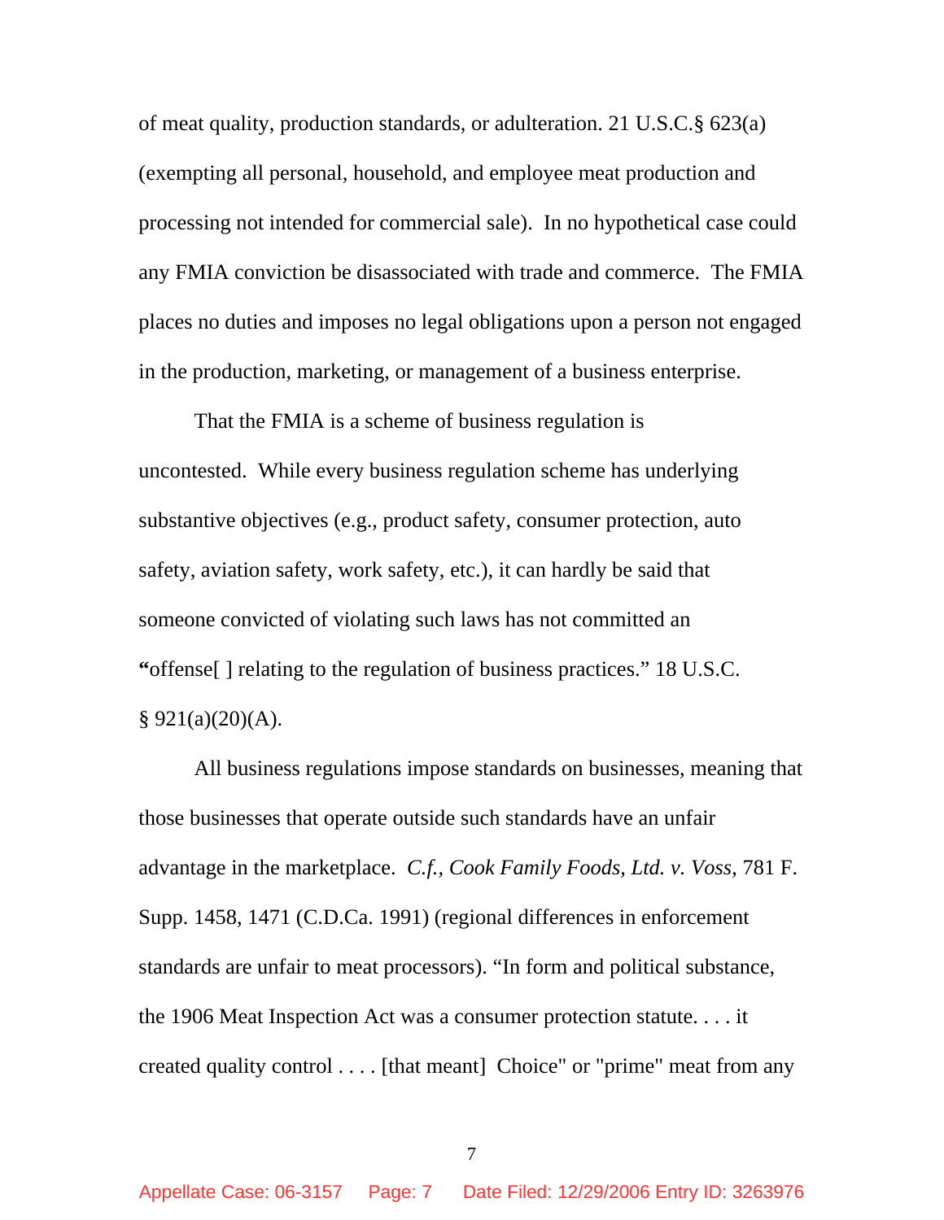of meat quality, production standards, or adulteration. 21 U.S.C.§ 623(a) (exempting all personal, household, and employee meat production and processing not intended for commercial sale). In no hypothetical case could any FMIA conviction be disassociated with trade and commerce. The FMIA places no duties and imposes no legal obligations upon a person not engaged in the production, marketing, or management of a business enterprise.

That the FMIA is a scheme of business regulation is uncontested. While every business regulation scheme has underlying substantive objectives (e.g., product safety, consumer protection, auto safety, aviation safety, work safety, etc.), it can hardly be said that someone convicted of violating such laws has not committed an **"**offense[ ] relating to the regulation of business practices." 18 U.S.C. § 921(a)(20)(A).

All business regulations impose standards on businesses, meaning that those businesses that operate outside such standards have an unfair advantage in the marketplace. *C.f., Cook Family Foods, Ltd. v. Voss*, 781 F. Supp. 1458, 1471 (C.D.Ca. 1991) (regional differences in enforcement standards are unfair to meat processors). "In form and political substance, the 1906 Meat Inspection Act was a consumer protection statute. . . . it created quality control . . . . [that meant] Choice" or "prime" meat from any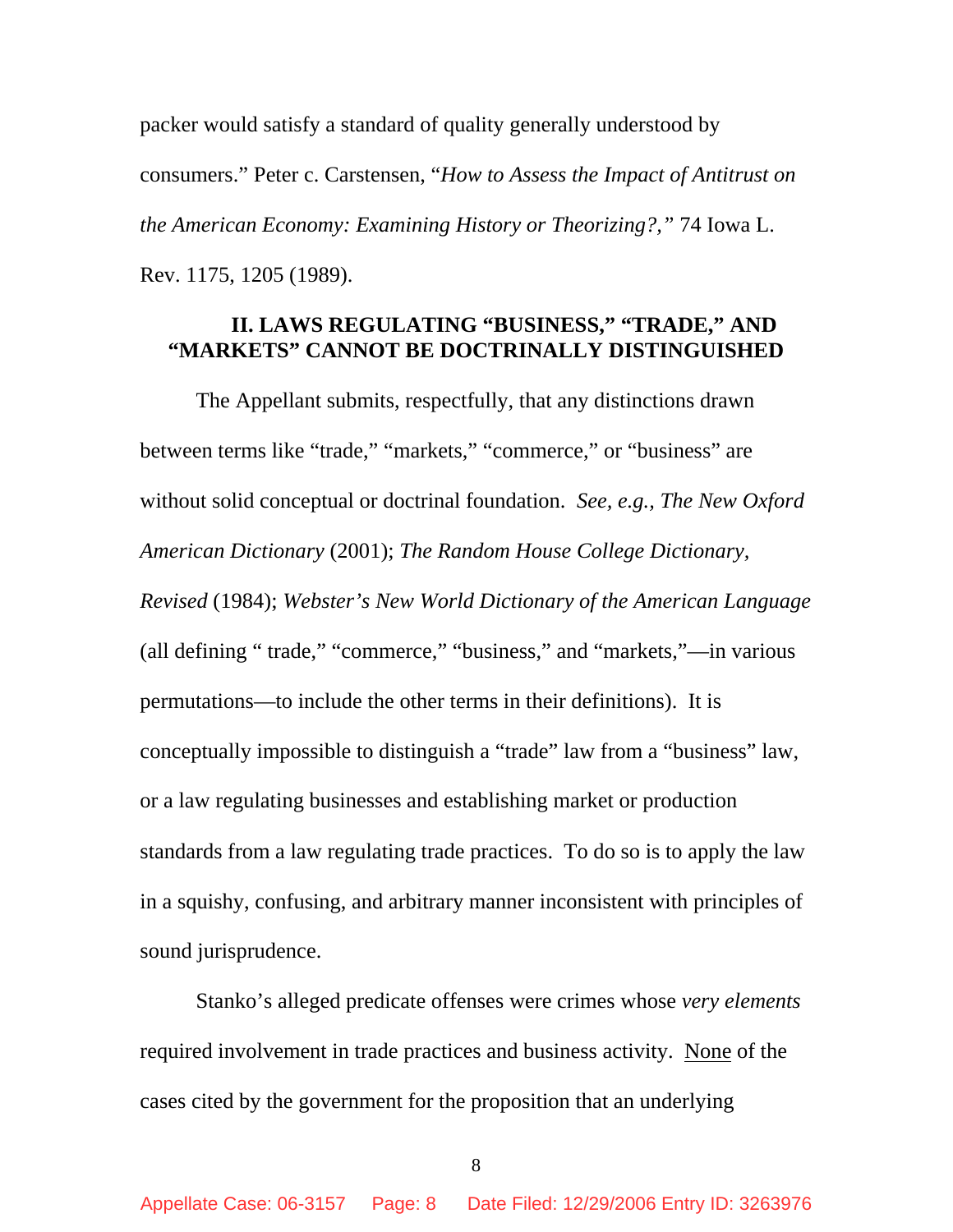packer would satisfy a standard of quality generally understood by consumers." Peter c. Carstensen, "*How to Assess the Impact of Antitrust on the American Economy: Examining History or Theorizing?,*" 74 Iowa L. Rev. 1175, 1205 (1989).

## II. LAWS REGULATING "BUSINESS," "TRADE," AND "MARKETS" CANNOT BE DOCTRINALLY DISTINGUISHED

The Appellant submits, respectfully, that any distinctions drawn between terms like "trade," "markets," "commerce," or "business" are without solid conceptual or doctrinal foundation. *See, e.g., The New Oxford American Dictionary* (2001); *The Random House College Dictionary, Revised* (1984); *Webster's New World Dictionary of the American Language* (all defining " trade," "commerce," "business," and "markets,"—in various permutations—to include the other terms in their definitions). It is conceptually impossible to distinguish a "trade" law from a "business" law, or a law regulating businesses and establishing market or production standards from a law regulating trade practices. To do so is to apply the law in a squishy, confusing, and arbitrary manner inconsistent with principles of sound jurisprudence.

Stanko's alleged predicate offenses were crimes whose *very elements* required involvement in trade practices and business activity. <u>None</u> of the cases cited by the government for the proposition that an underlying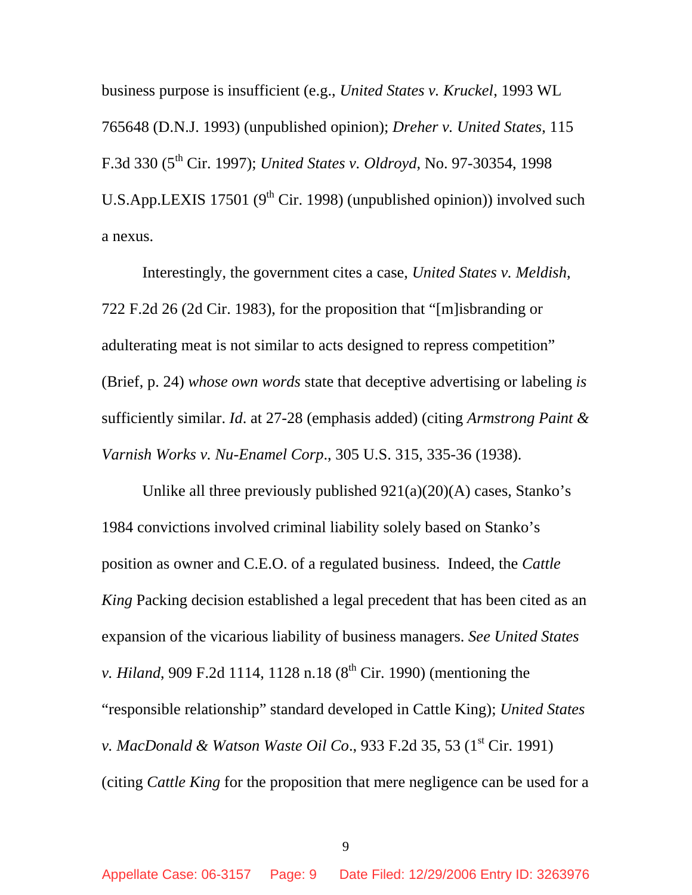business purpose is insufficient (e.g., *United States v. Kruckel*, 1993 WL 765648 (D.N.J. 1993) (unpublished opinion); *Dreher v. United States*, 115 F.3d 330 (5th Cir. 1997); *United States v. Oldroyd*, No. 97-30354, 1998 U.S.App.LEXIS 17501 (9th Cir. 1998) (unpublished opinion)) involved such a nexus.

Interestingly, the government cites a case, *United States v. Meldish*, 722 F.2d 26 (2d Cir. 1983), for the proposition that "[m]isbranding or adulterating meat is not similar to acts designed to repress competition" (Brief, p. 24) *whose own words* state that deceptive advertising or labeling *is* sufficiently similar. *Id*. at 27-28 (emphasis added) (citing *Armstrong Paint & Varnish Works v. Nu-Enamel Corp*., 305 U.S. 315, 335-36 (1938).

Unlike all three previously published 921(a)(20)(A) cases, Stanko's 1984 convictions involved criminal liability solely based on Stanko's position as owner and C.E.O. of a regulated business. Indeed, the *Cattle King* Packing decision established a legal precedent that has been cited as an expansion of the vicarious liability of business managers. *See United States v. Hiland*, 909 F.2d 1114, 1128 n.18 (8th Cir. 1990) (mentioning the "responsible relationship" standard developed in Cattle King); *United States v. MacDonald & Watson Waste Oil Co*., 933 F.2d 35, 53 (1st Cir. 1991) (citing *Cattle King* for the proposition that mere negligence can be used for a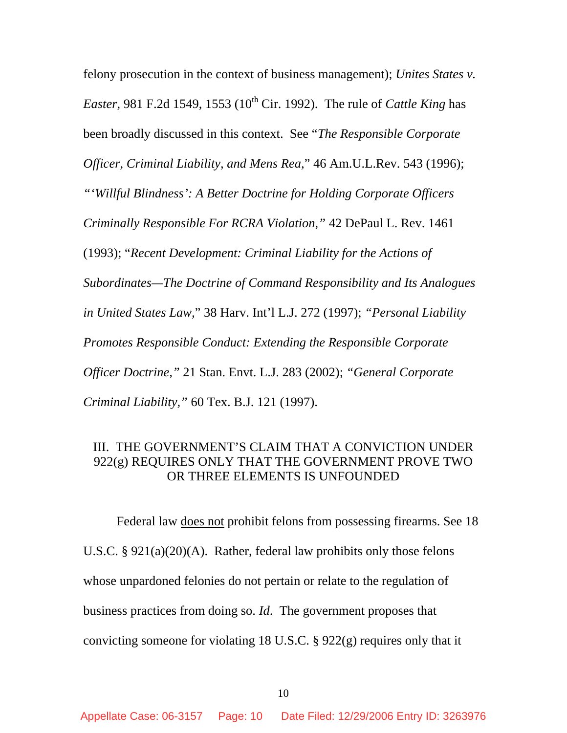felony prosecution in the context of business management); *Unites States v. Easter*, 981 F.2d 1549, 1553 (10th Cir. 1992). The rule of *Cattle King* has been broadly discussed in this context. See "*The Responsible Corporate Officer, Criminal Liability, and Mens Rea*," 46 Am.U.L.Rev. 543 (1996); *"'Willful Blindness': A Better Doctrine for Holding Corporate Officers Criminally Responsible For RCRA Violation,"* 42 DePaul L. Rev. 1461 (1993); "*Recent Development: Criminal Liability for the Actions of Subordinates—The Doctrine of Command Responsibility and Its Analogues in United States Law*," 38 Harv. Int'l L.J. 272 (1997); *"Personal Liability Promotes Responsible Conduct: Extending the Responsible Corporate Officer Doctrine,"* 21 Stan. Envt. L.J. 283 (2002); *"General Corporate Criminal Liability,"* 60 Tex. B.J. 121 (1997).

## III. THE GOVERNMENT'S CLAIM THAT A CONVICTION UNDER 922(g) REQUIRES ONLY THAT THE GOVERNMENT PROVE TWO OR THREE ELEMENTS IS UNFOUNDED

Federal law <u>does not</u> prohibit felons from possessing firearms. See 18 U.S.C. § 921(a)(20)(A). Rather, federal law prohibits only those felons whose unpardoned felonies do not pertain or relate to the regulation of business practices from doing so. *Id*. The government proposes that convicting someone for violating 18 U.S.C. § 922(g) requires only that it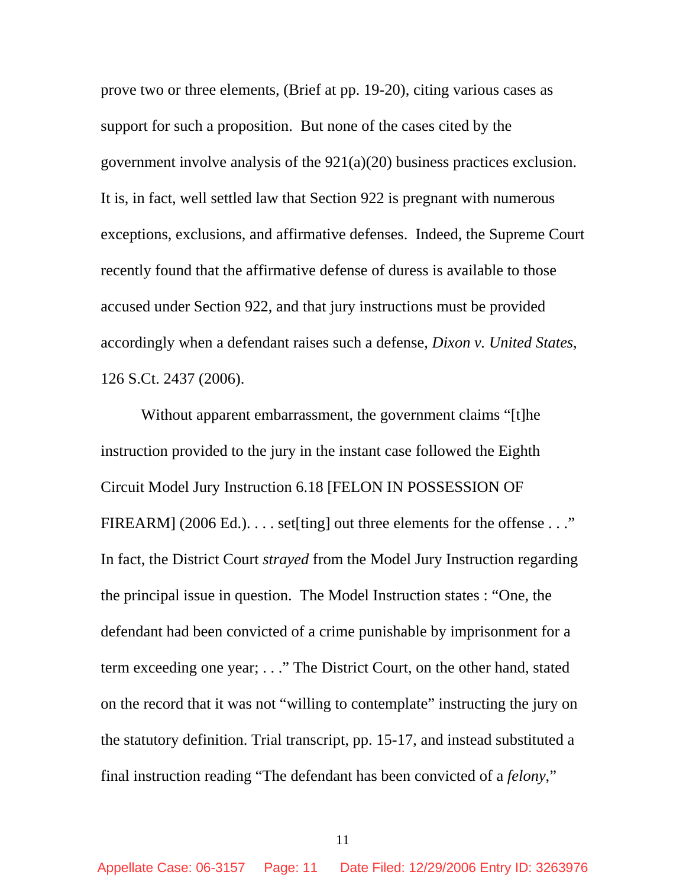prove two or three elements, (Brief at pp. 19-20), citing various cases as support for such a proposition. But none of the cases cited by the government involve analysis of the 921(a)(20) business practices exclusion. It is, in fact, well settled law that Section 922 is pregnant with numerous exceptions, exclusions, and affirmative defenses. Indeed, the Supreme Court recently found that the affirmative defense of duress is available to those accused under Section 922, and that jury instructions must be provided accordingly when a defendant raises such a defense, *Dixon v. United States*, 126 S.Ct. 2437 (2006).

Without apparent embarrassment, the government claims "[t]he instruction provided to the jury in the instant case followed the Eighth Circuit Model Jury Instruction 6.18 [FELON IN POSSESSION OF FIREARM] (2006 Ed.). . . . set[ting] out three elements for the offense . . ." In fact, the District Court *strayed* from the Model Jury Instruction regarding the principal issue in question. The Model Instruction states : "One, the defendant had been convicted of a crime punishable by imprisonment for a term exceeding one year; . . ." The District Court, on the other hand, stated on the record that it was not "willing to contemplate" instructing the jury on the statutory definition. Trial transcript, pp. 15-17, and instead substituted a final instruction reading "The defendant has been convicted of a *felony*,"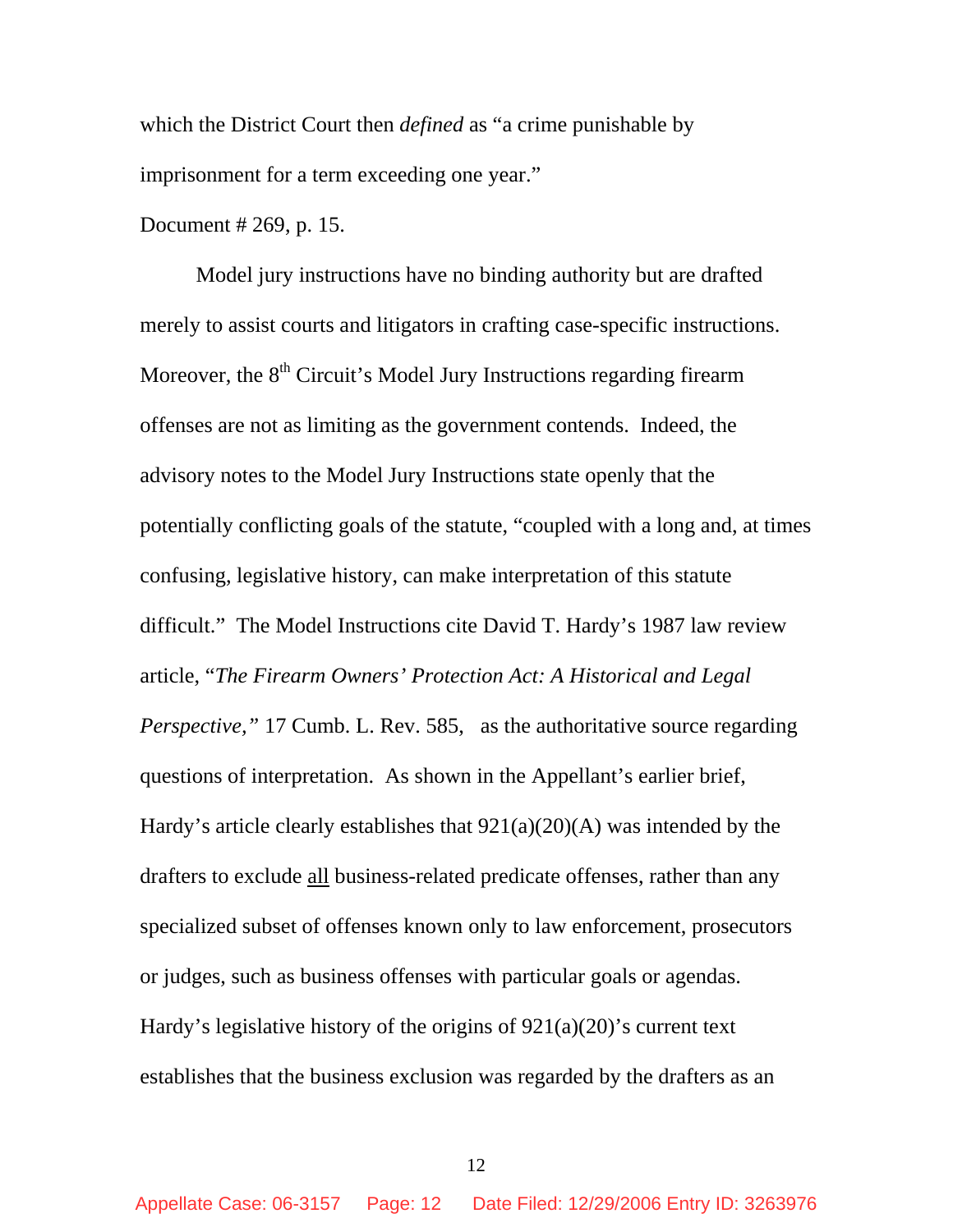which the District Court then *defined* as "a crime punishable by imprisonment for a term exceeding one year."

Document # 269, p. 15.

Model jury instructions have no binding authority but are drafted merely to assist courts and litigators in crafting case-specific instructions. Moreover, the 8th Circuit's Model Jury Instructions regarding firearm offenses are not as limiting as the government contends. Indeed, the advisory notes to the Model Jury Instructions state openly that the potentially conflicting goals of the statute, "coupled with a long and, at times confusing, legislative history, can make interpretation of this statute difficult." The Model Instructions cite David T. Hardy's 1987 law review article, "*The Firearm Owners' Protection Act: A Historical and Legal Perspective,*" 17 Cumb. L. Rev. 585, as the authoritative source regarding questions of interpretation. As shown in the Appellant's earlier brief, Hardy's article clearly establishes that 921(a)(20)(A) was intended by the drafters to exclude <u>all</u> business-related predicate offenses, rather than any specialized subset of offenses known only to law enforcement, prosecutors or judges, such as business offenses with particular goals or agendas. Hardy's legislative history of the origins of 921(a)(20)'s current text establishes that the business exclusion was regarded by the drafters as an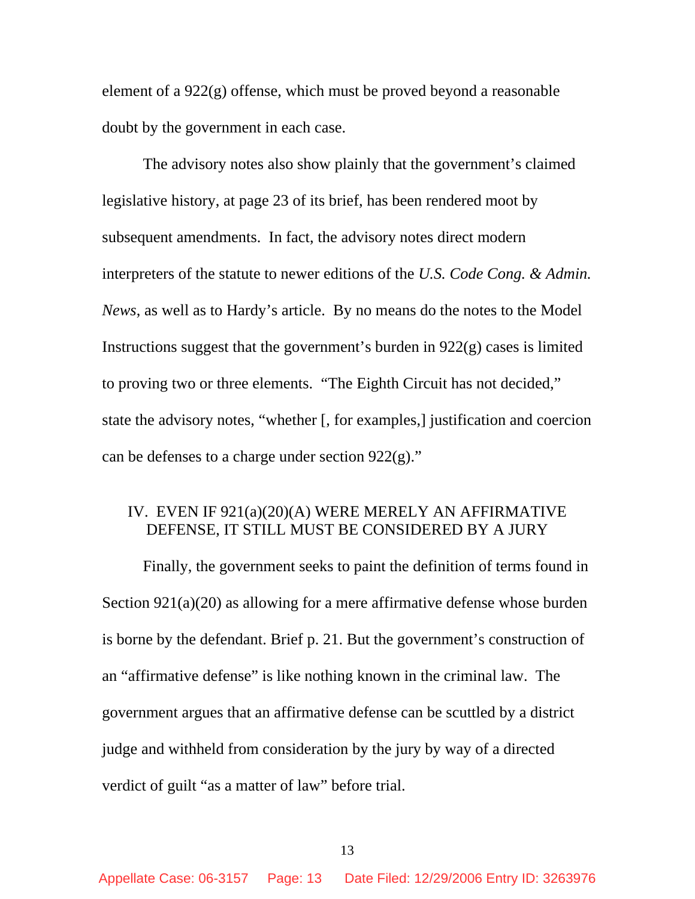element of a 922(g) offense, which must be proved beyond a reasonable doubt by the government in each case.

The advisory notes also show plainly that the government's claimed legislative history, at page 23 of its brief, has been rendered moot by subsequent amendments. In fact, the advisory notes direct modern interpreters of the statute to newer editions of the *U.S. Code Cong. & Admin. News*, as well as to Hardy's article. By no means do the notes to the Model Instructions suggest that the government's burden in 922(g) cases is limited to proving two or three elements. "The Eighth Circuit has not decided," state the advisory notes, "whether [, for examples,] justification and coercion can be defenses to a charge under section 922(g)."

## IV. EVEN IF 921(a)(20)(A) WERE MERELY AN AFFIRMATIVE DEFENSE, IT STILL MUST BE CONSIDERED BY A JURY

Finally, the government seeks to paint the definition of terms found in Section 921(a)(20) as allowing for a mere affirmative defense whose burden is borne by the defendant. Brief p. 21. But the government's construction of an "affirmative defense" is like nothing known in the criminal law. The government argues that an affirmative defense can be scuttled by a district judge and withheld from consideration by the jury by way of a directed verdict of guilt "as a matter of law" before trial.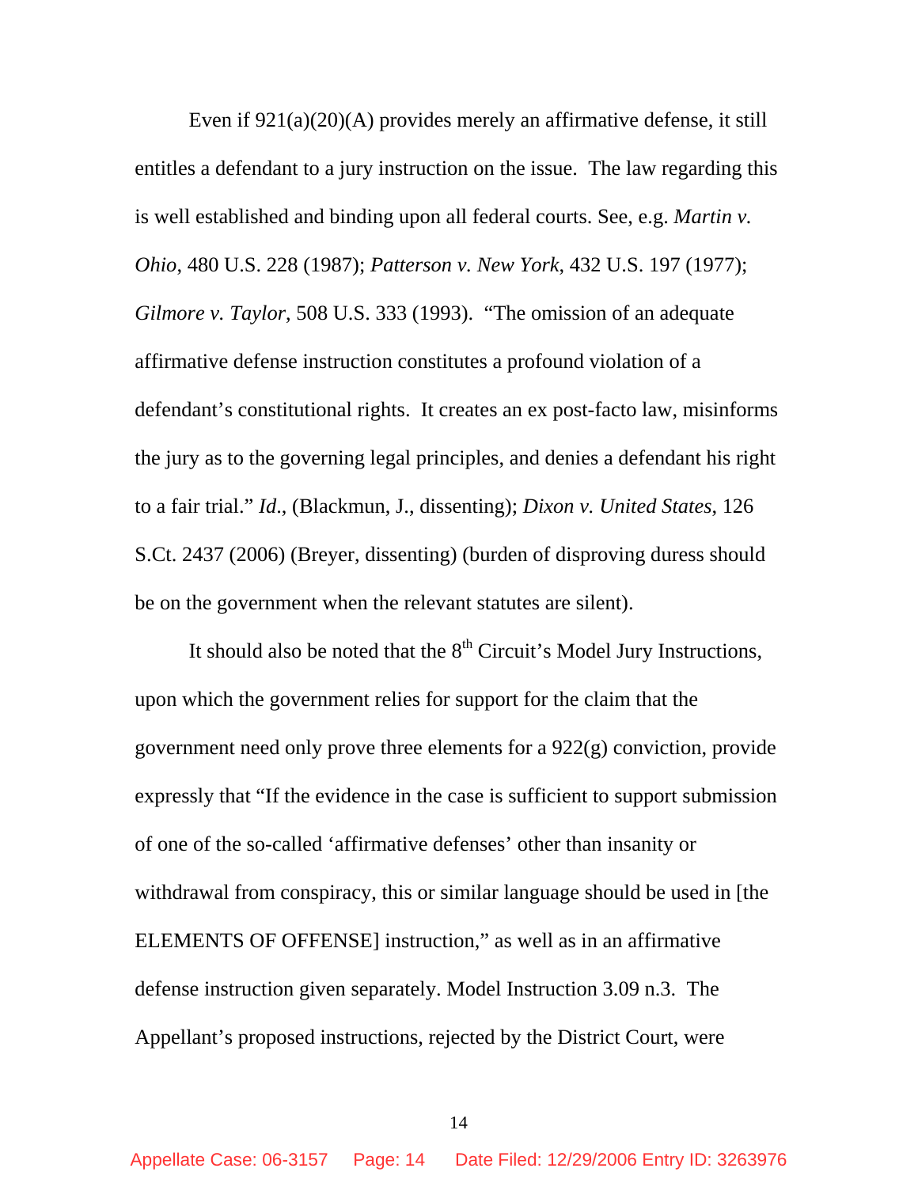Even if 921(a)(20)(A) provides merely an affirmative defense, it still entitles a defendant to a jury instruction on the issue. The law regarding this is well established and binding upon all federal courts. See, e.g. *Martin v. Ohio*, 480 U.S. 228 (1987); *Patterson v. New York*, 432 U.S. 197 (1977); *Gilmore v. Taylor*, 508 U.S. 333 (1993). "The omission of an adequate affirmative defense instruction constitutes a profound violation of a defendant's constitutional rights. It creates an ex post-facto law, misinforms the jury as to the governing legal principles, and denies a defendant his right to a fair trial." *Id*., (Blackmun, J., dissenting); *Dixon v. United States*, 126 S.Ct. 2437 (2006) (Breyer, dissenting) (burden of disproving duress should be on the government when the relevant statutes are silent).

It should also be noted that the 8th Circuit's Model Jury Instructions, upon which the government relies for support for the claim that the government need only prove three elements for a 922(g) conviction, provide expressly that "If the evidence in the case is sufficient to support submission of one of the so-called 'affirmative defenses' other than insanity or withdrawal from conspiracy, this or similar language should be used in [the ELEMENTS OF OFFENSE] instruction," as well as in an affirmative defense instruction given separately. Model Instruction 3.09 n.3. The Appellant's proposed instructions, rejected by the District Court, were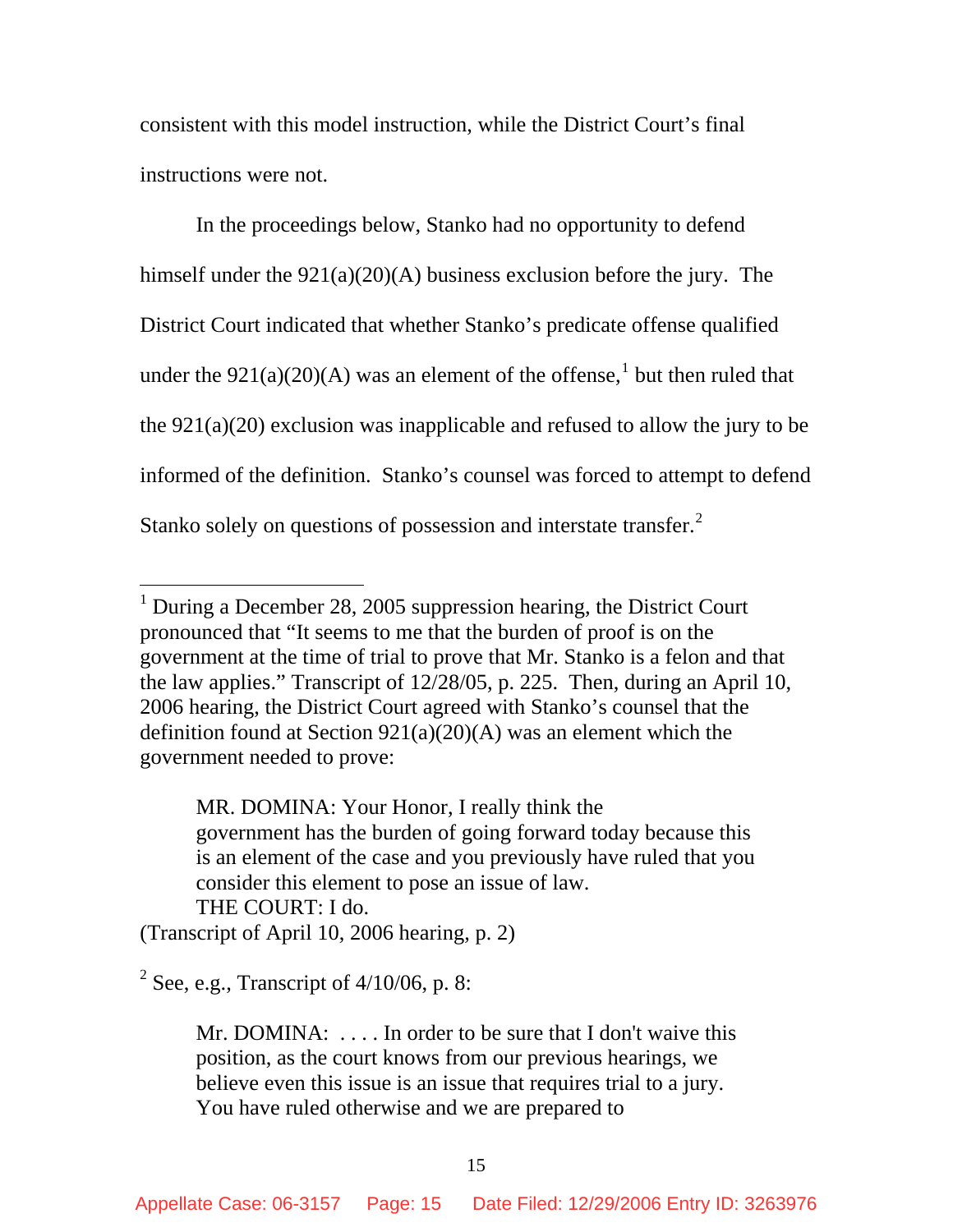consistent with this model instruction, while the District Court's final instructions were not.

In the proceedings below, Stanko had no opportunity to defend himself under the 921(a)(20)(A) business exclusion before the jury. The District Court indicated that whether Stanko's predicate offense qualified under the 921(a)(20)(A) was an element of the offense,[1] but then ruled that the 921(a)(20) exclusion was inapplicable and refused to allow the jury to be informed of the definition. Stanko's counsel was forced to attempt to defend Stanko solely on questions of possession and interstate transfer.[2]

---

[1] During a December 28, 2005 suppression hearing, the District Court pronounced that "It seems to me that the burden of proof is on the government at the time of trial to prove that Mr. Stanko is a felon and that the law applies." Transcript of 12/28/05, p. 225. Then, during an April 10, 2006 hearing, the District Court agreed with Stanko's counsel that the definition found at Section 921(a)(20)(A) was an element which the government needed to prove:

> MR. DOMINA: Your Honor, I really think the government has the burden of going forward today because this is an element of the case and you previously have ruled that you consider this element to pose an issue of law.
> THE COURT: I do.

(Transcript of April 10, 2006 hearing, p. 2)

[2] See, e.g., Transcript of 4/10/06, p. 8:

> Mr. DOMINA: . . . . In order to be sure that I don't waive this position, as the court knows from our previous hearings, we believe even this issue is an issue that requires trial to a jury. You have ruled otherwise and we are prepared to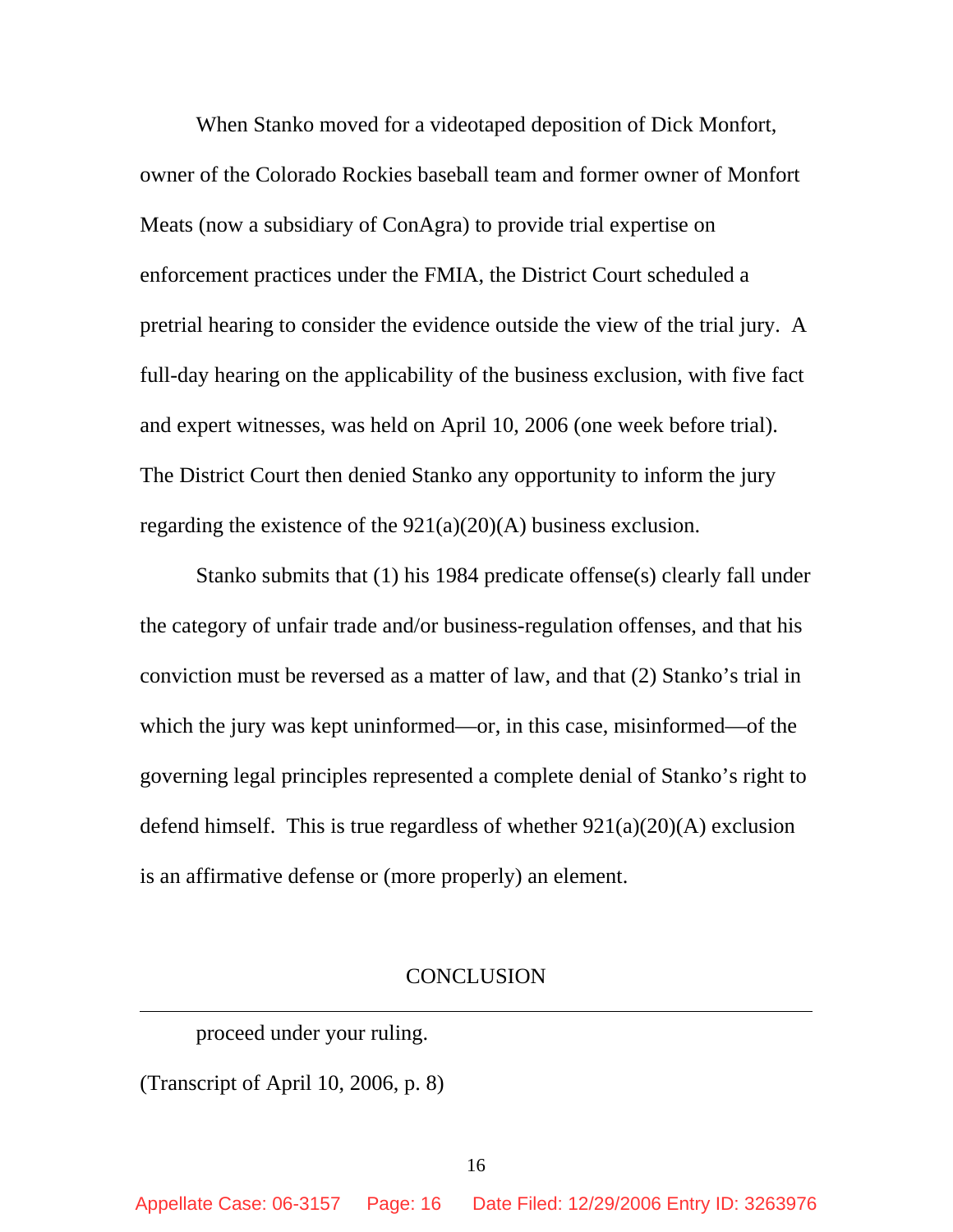When Stanko moved for a videotaped deposition of Dick Monfort, owner of the Colorado Rockies baseball team and former owner of Monfort Meats (now a subsidiary of ConAgra) to provide trial expertise on enforcement practices under the FMIA, the District Court scheduled a pretrial hearing to consider the evidence outside the view of the trial jury. A full-day hearing on the applicability of the business exclusion, with five fact and expert witnesses, was held on April 10, 2006 (one week before trial). The District Court then denied Stanko any opportunity to inform the jury regarding the existence of the 921(a)(20)(A) business exclusion.

Stanko submits that (1) his 1984 predicate offense(s) clearly fall under the category of unfair trade and/or business-regulation offenses, and that his conviction must be reversed as a matter of law, and that (2) Stanko's trial in which the jury was kept uninformed—or, in this case, misinformed—of the governing legal principles represented a complete denial of Stanko's right to defend himself. This is true regardless of whether 921(a)(20)(A) exclusion is an affirmative defense or (more properly) an element.

## CONCLUSION

---

proceed under your ruling.

(Transcript of April 10, 2006, p. 8)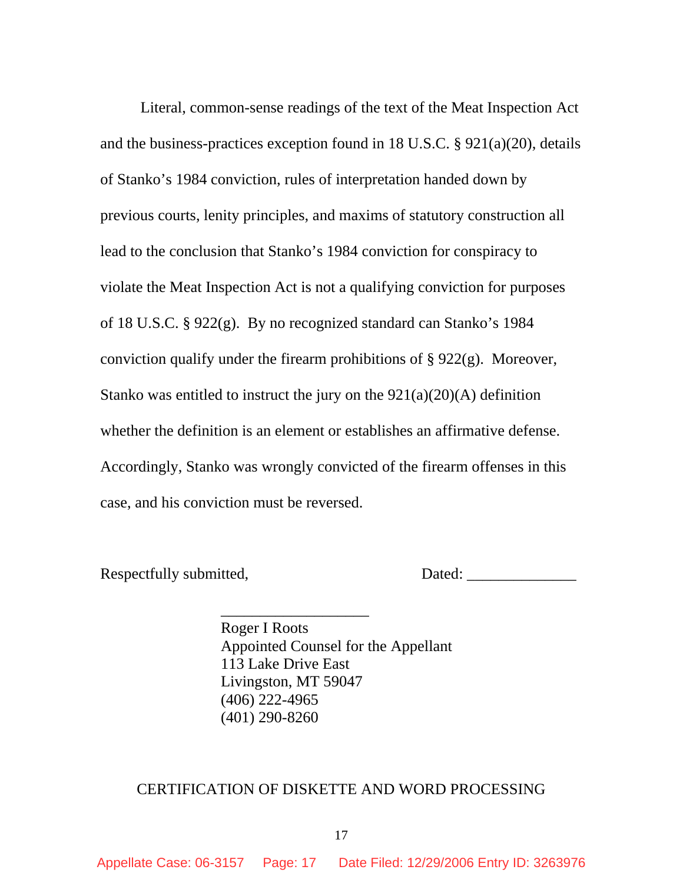Literal, common-sense readings of the text of the Meat Inspection Act and the business-practices exception found in 18 U.S.C. § 921(a)(20), details of Stanko's 1984 conviction, rules of interpretation handed down by previous courts, lenity principles, and maxims of statutory construction all lead to the conclusion that Stanko's 1984 conviction for conspiracy to violate the Meat Inspection Act is not a qualifying conviction for purposes of 18 U.S.C. § 922(g). By no recognized standard can Stanko's 1984 conviction qualify under the firearm prohibitions of § 922(g). Moreover, Stanko was entitled to instruct the jury on the 921(a)(20)(A) definition whether the definition is an element or establishes an affirmative defense. Accordingly, Stanko was wrongly convicted of the firearm offenses in this case, and his conviction must be reversed.

Respectfully submitted,                                        Dated: ______________

___________________
Roger I Roots
Appointed Counsel for the Appellant
113 Lake Drive East
Livingston, MT 59047
(406) 222-4965
(401) 290-8260

CERTIFICATION OF DISKETTE AND WORD PROCESSING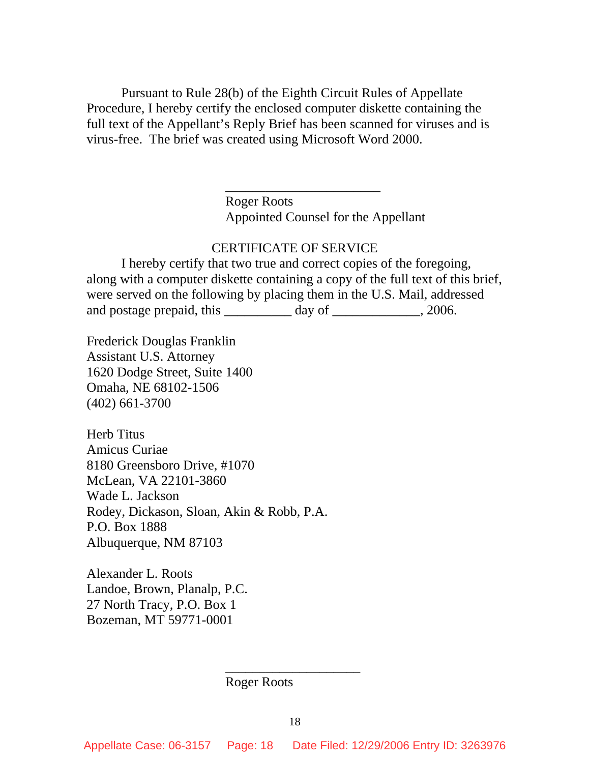Pursuant to Rule 28(b) of the Eighth Circuit Rules of Appellate Procedure, I hereby certify the enclosed computer diskette containing the full text of the Appellant's Reply Brief has been scanned for viruses and is virus-free. The brief was created using Microsoft Word 2000.

\_\_\_\_\_\_\_\_\_\_\_\_\_\_\_\_\_\_\_\_\_\_\_\_
Roger Roots
Appointed Counsel for the Appellant

CERTIFICATE OF SERVICE

I hereby certify that two true and correct copies of the foregoing, along with a computer diskette containing a copy of the full text of this brief, were served on the following by placing them in the U.S. Mail, addressed and postage prepaid, this __________ day of _____________, 2006.

Frederick Douglas Franklin
Assistant U.S. Attorney
1620 Dodge Street, Suite 1400
Omaha, NE 68102-1506
(402) 661-3700

Herb Titus
Amicus Curiae
8180 Greensboro Drive, #1070
McLean, VA 22101-3860
Wade L. Jackson
Rodey, Dickason, Sloan, Akin & Robb, P.A.
P.O. Box 1888
Albuquerque, NM 87103

Alexander L. Roots
Landoe, Brown, Planalp, P.C.
27 North Tracy, P.O. Box 1
Bozeman, MT 59771-0001

\_\_\_\_\_\_\_\_\_\_\_\_\_\_\_\_\_\_\_\_\_\_
Roger Roots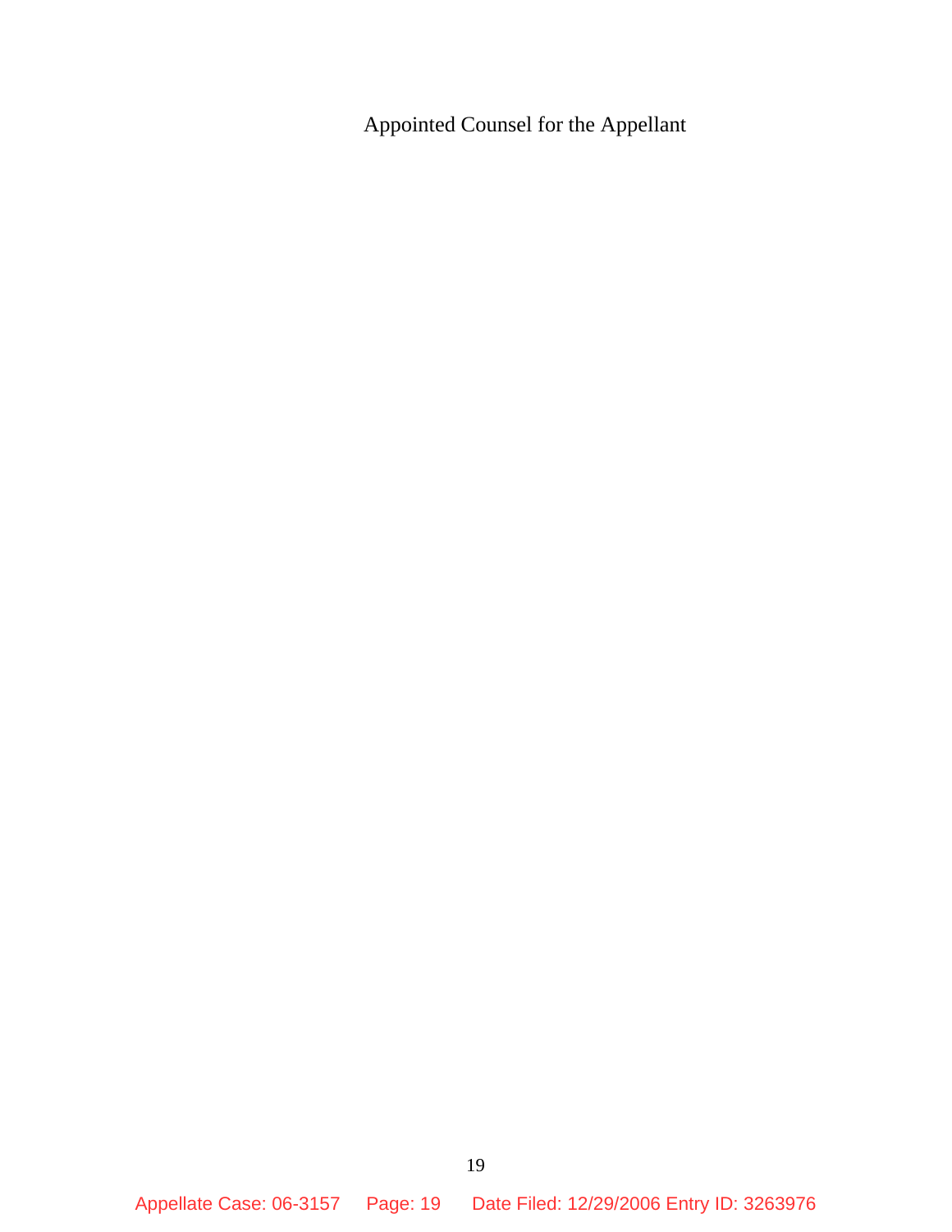Appointed Counsel for the Appellant